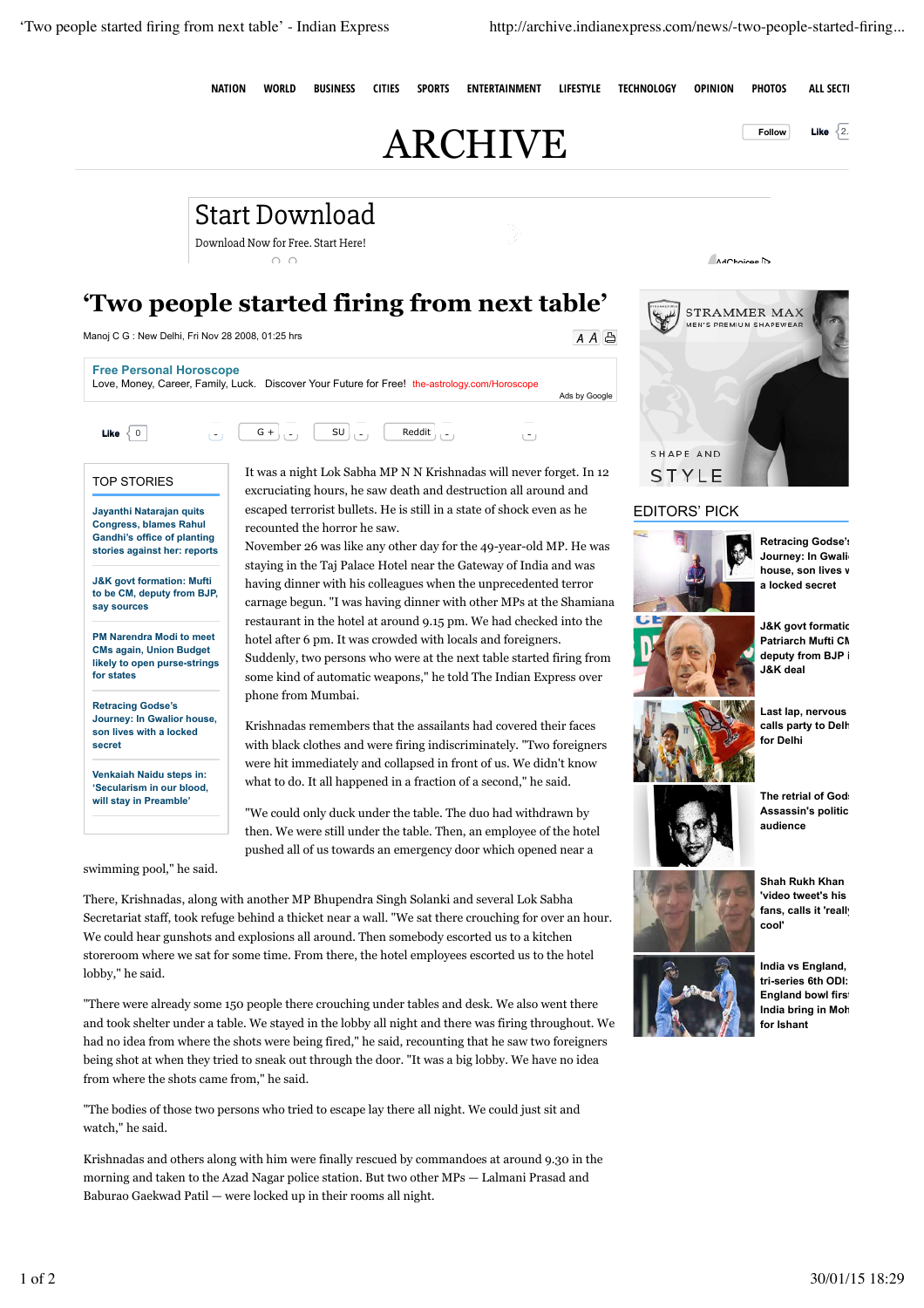# 'Two people started firing from next table'

Manoj C G : New Delhi, Fri Nov 28 2008, 01:25 hrs

It was a night Lok Sabha MP N N Krishnadas will never forget. In 12 excruciating hours, he saw death and destruction all around and escaped terrorist bullets. He is still in a state of shock even as he recounted the horror he saw.

November 26 was like any other day for the 49-year-old MP. He was staying in the Taj Palace Hotel near the Gateway of India and was having dinner with his colleagues when the unprecedented terror carnage begun. "I was having dinner with other MPs at the Shamiana restaurant in the hotel at around 9.15 pm. We had checked into the hotel after 6 pm. It was crowded with locals and foreigners. Suddenly, two persons who were at the next table started firing from some kind of automatic weapons," he told The Indian Express over phone from Mumbai.

Krishnadas remembers that the assailants had covered their faces with black clothes and were firing indiscriminately. "Two foreigners were hit immediately and collapsed in front of us. We didn't know what to do. It all happened in a fraction of a second," he said.

"We could only duck under the table. The duo had withdrawn by then. We were still under the table. Then, an employee of the hotel pushed all of us towards an emergency door which opened near a swimming pool," he said.

There, Krishnadas, along with another MP Bhupendra Singh Solanki and several Lok Sabha Secretariat staff, took refuge behind a thicket near a wall. "We sat there crouching for over an hour. We could hear gunshots and explosions all around. Then somebody escorted us to a kitchen storeroom where we sat for some time. From there, the hotel employees escorted us to the hotel lobby," he said.

"There were already some 150 people there crouching under tables and desk. We also went there and took shelter under a table. We stayed in the lobby all night and there was firing throughout. We had no idea from where the shots were being fired," he said, recounting that he saw two foreigners being shot at when they tried to sneak out through the door. "It was a big lobby. We have no idea from where the shots came from," he said.

"The bodies of those two persons who tried to escape lay there all night. We could just sit and watch," he said.

Krishnadas and others along with him were finally rescued by commandoes at around 9.30 in the morning and taken to the Azad Nagar police station. But two other MPs — Lalmani Prasad and Baburao Gaekwad Patil — were locked up in their rooms all night.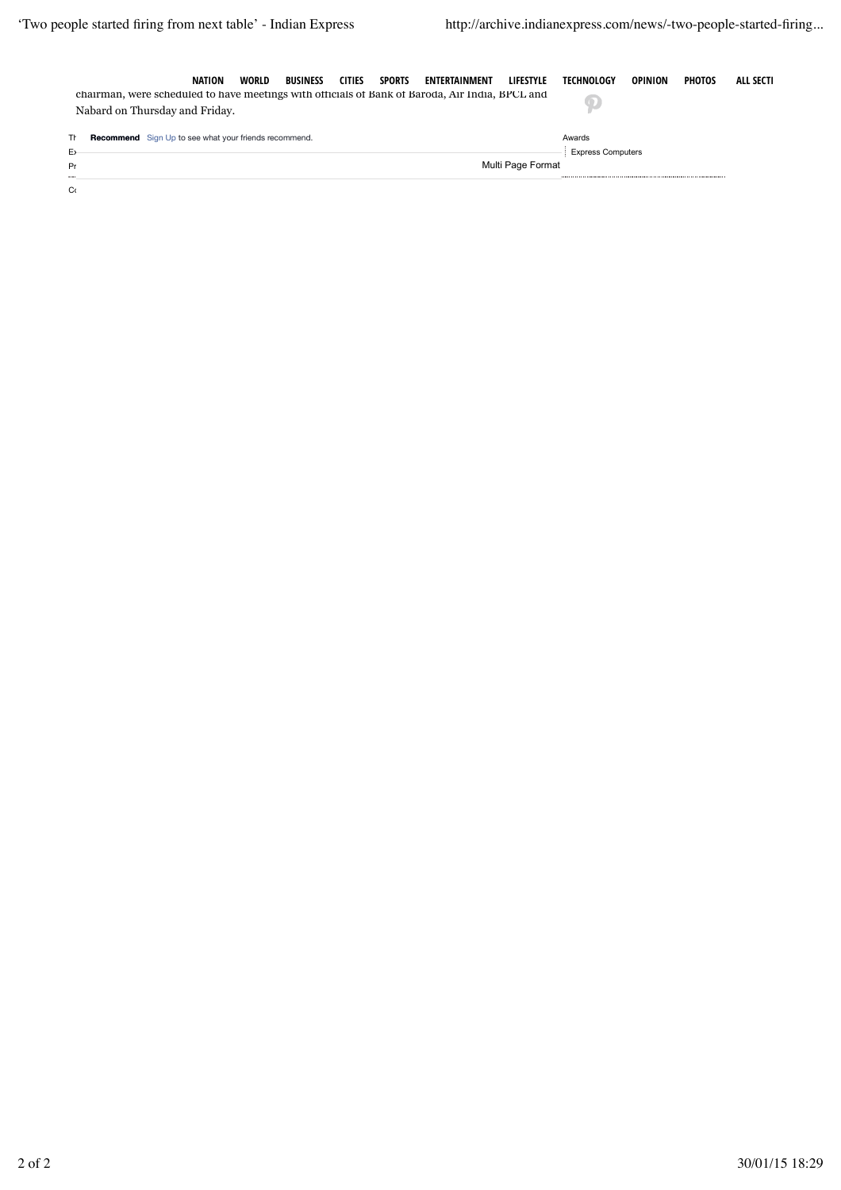chairman, were scheduled to have meetings with officials of Bank of Baroda, Air India, BPCL and Nabard on Thursday and Friday.